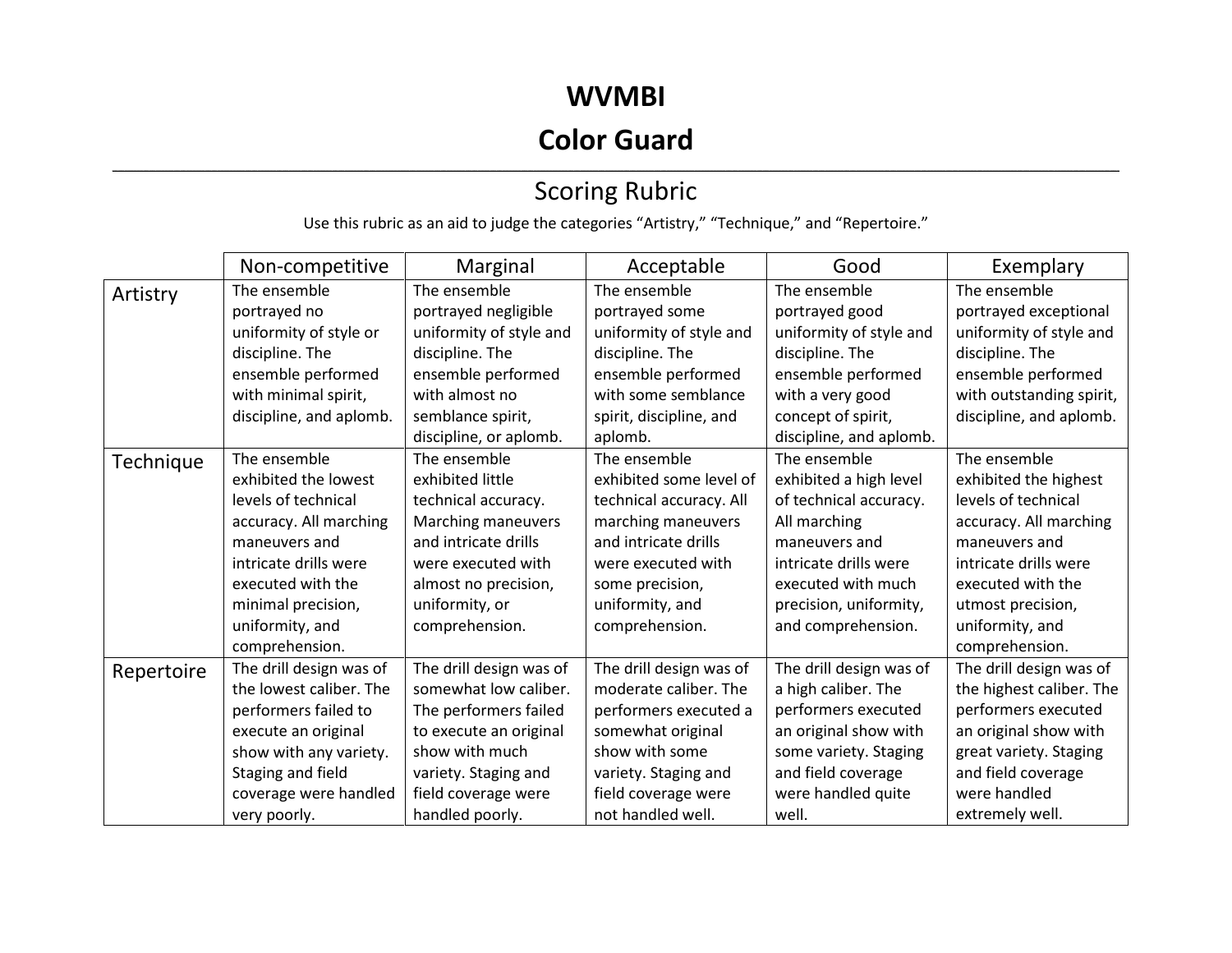# WVMBI

# Color Guard

## Scoring Rubric

Use this rubric as an aid to judge the categories "Artistry," "Technique," and "Repertoire."

| | Non-competitive | Marginal | Acceptable | Good | Exemplary |
|---|---|---|---|---|---|
| Artistry | The ensemble portrayed no uniformity of style or discipline. The ensemble performed with minimal spirit, discipline, and aplomb. | The ensemble portrayed negligible uniformity of style and discipline. The ensemble performed with almost no semblance spirit, discipline, or aplomb. | The ensemble portrayed some uniformity of style and discipline. The ensemble performed with some semblance spirit, discipline, and aplomb. | The ensemble portrayed good uniformity of style and discipline. The ensemble performed with a very good concept of spirit, discipline, and aplomb. | The ensemble portrayed exceptional uniformity of style and discipline. The ensemble performed with outstanding spirit, discipline, and aplomb. |
| Technique | The ensemble exhibited the lowest levels of technical accuracy. All marching maneuvers and intricate drills were executed with the minimal precision, uniformity, and comprehension. | The ensemble exhibited little technical accuracy. Marching maneuvers and intricate drills were executed with almost no precision, uniformity, or comprehension. | The ensemble exhibited some level of technical accuracy. All marching maneuvers and intricate drills were executed with some precision, uniformity, and comprehension. | The ensemble exhibited a high level of technical accuracy. All marching maneuvers and intricate drills were executed with much precision, uniformity, and comprehension. | The ensemble exhibited the highest levels of technical accuracy. All marching maneuvers and intricate drills were executed with the utmost precision, uniformity, and comprehension. |
| Repertoire | The drill design was of the lowest caliber. The performers failed to execute an original show with any variety. Staging and field coverage were handled very poorly. | The drill design was of somewhat low caliber. The performers failed to execute an original show with much variety. Staging and field coverage were handled poorly. | The drill design was of moderate caliber. The performers executed a somewhat original show with some variety. Staging and field coverage were not handled well. | The drill design was of a high caliber. The performers executed an original show with some variety. Staging and field coverage were handled quite well. | The drill design was of the highest caliber. The performers executed an original show with great variety. Staging and field coverage were handled extremely well. |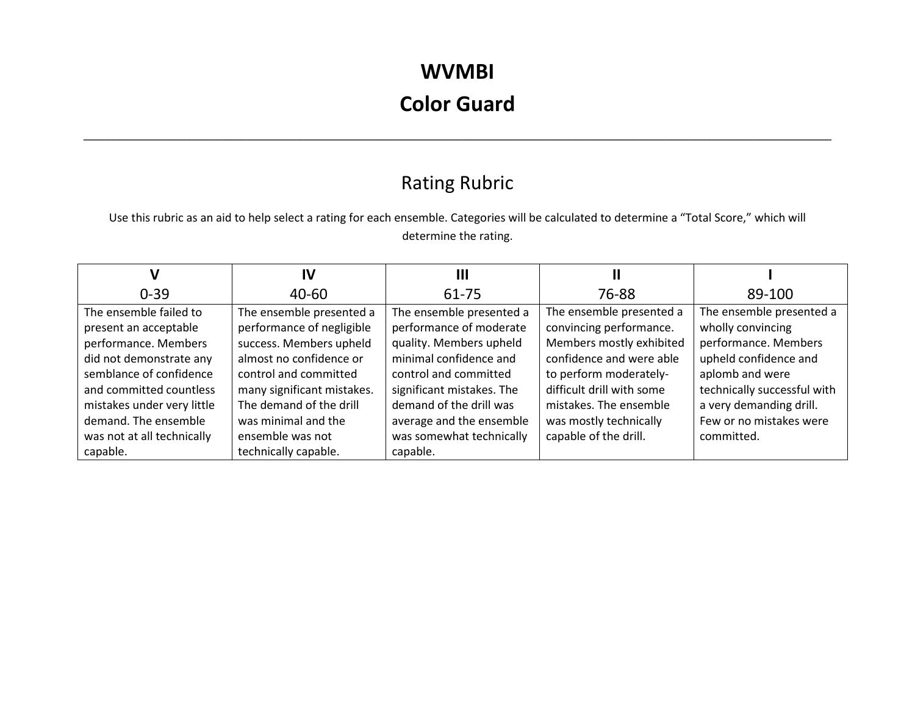# WVMBI
# Color Guard

---

## Rating Rubric

Use this rubric as an aid to help select a rating for each ensemble. Categories will be calculated to determine a "Total Score," which will determine the rating.

| **V**<br>0-39 | **IV**<br>40-60 | **III**<br>61-75 | **II**<br>76-88 | **I**<br>89-100 |
|---|---|---|---|---|
| The ensemble failed to present an acceptable performance. Members did not demonstrate any semblance of confidence and committed countless mistakes under very little demand. The ensemble was not at all technically capable. | The ensemble presented a performance of negligible success. Members upheld almost no confidence or control and committed many significant mistakes. The demand of the drill was minimal and the ensemble was not technically capable. | The ensemble presented a performance of moderate quality. Members upheld minimal confidence and control and committed significant mistakes. The demand of the drill was average and the ensemble was somewhat technically capable. | The ensemble presented a convincing performance. Members mostly exhibited confidence and were able to perform moderately-difficult drill with some mistakes. The ensemble was mostly technically capable of the drill. | The ensemble presented a wholly convincing performance. Members upheld confidence and aplomb and were technically successful with a very demanding drill. Few or no mistakes were committed. |